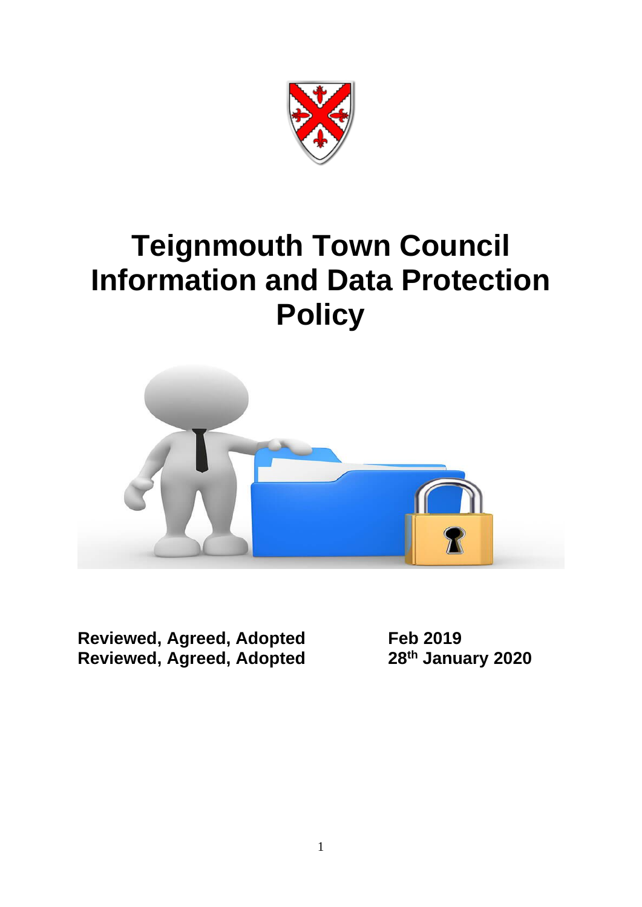# Teignmouth Town Council Information and Data Protection Policy

| | |
|---|---|
| **Reviewed, Agreed, Adopted** | **Feb 2019** |
| **Reviewed, Agreed, Adopted** | **28th January 2020** |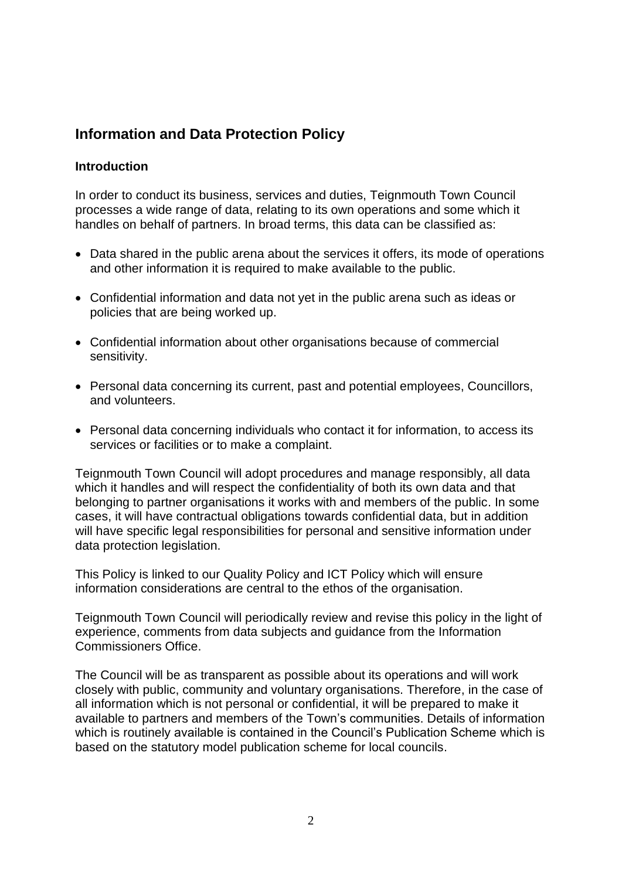## Information and Data Protection Policy

### Introduction

In order to conduct its business, services and duties, Teignmouth Town Council processes a wide range of data, relating to its own operations and some which it handles on behalf of partners. In broad terms, this data can be classified as:

- Data shared in the public arena about the services it offers, its mode of operations and other information it is required to make available to the public.
- Confidential information and data not yet in the public arena such as ideas or policies that are being worked up.
- Confidential information about other organisations because of commercial sensitivity.
- Personal data concerning its current, past and potential employees, Councillors, and volunteers.
- Personal data concerning individuals who contact it for information, to access its services or facilities or to make a complaint.

Teignmouth Town Council will adopt procedures and manage responsibly, all data which it handles and will respect the confidentiality of both its own data and that belonging to partner organisations it works with and members of the public. In some cases, it will have contractual obligations towards confidential data, but in addition will have specific legal responsibilities for personal and sensitive information under data protection legislation.

This Policy is linked to our Quality Policy and ICT Policy which will ensure information considerations are central to the ethos of the organisation.

Teignmouth Town Council will periodically review and revise this policy in the light of experience, comments from data subjects and guidance from the Information Commissioners Office.

The Council will be as transparent as possible about its operations and will work closely with public, community and voluntary organisations. Therefore, in the case of all information which is not personal or confidential, it will be prepared to make it available to partners and members of the Town's communities. Details of information which is routinely available is contained in the Council's Publication Scheme which is based on the statutory model publication scheme for local councils.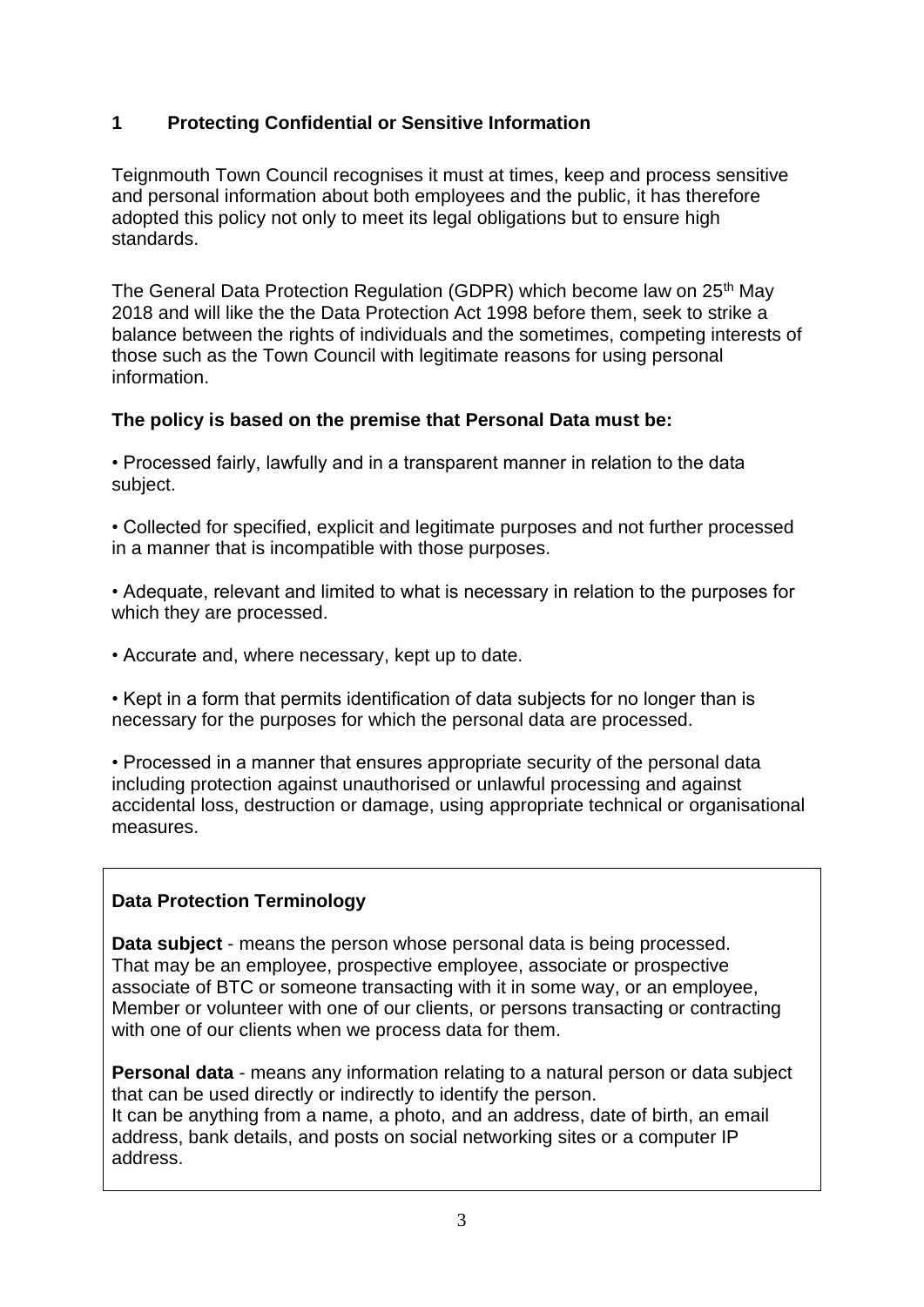## 1 Protecting Confidential or Sensitive Information

Teignmouth Town Council recognises it must at times, keep and process sensitive and personal information about both employees and the public, it has therefore adopted this policy not only to meet its legal obligations but to ensure high standards.

The General Data Protection Regulation (GDPR) which become law on 25th May 2018 and will like the the Data Protection Act 1998 before them, seek to strike a balance between the rights of individuals and the sometimes, competing interests of those such as the Town Council with legitimate reasons for using personal information.

**The policy is based on the premise that Personal Data must be:**

• Processed fairly, lawfully and in a transparent manner in relation to the data subject.

• Collected for specified, explicit and legitimate purposes and not further processed in a manner that is incompatible with those purposes.

• Adequate, relevant and limited to what is necessary in relation to the purposes for which they are processed.

• Accurate and, where necessary, kept up to date.

• Kept in a form that permits identification of data subjects for no longer than is necessary for the purposes for which the personal data are processed.

• Processed in a manner that ensures appropriate security of the personal data including protection against unauthorised or unlawful processing and against accidental loss, destruction or damage, using appropriate technical or organisational measures.

**Data Protection Terminology**

**Data subject** - means the person whose personal data is being processed. That may be an employee, prospective employee, associate or prospective associate of BTC or someone transacting with it in some way, or an employee, Member or volunteer with one of our clients, or persons transacting or contracting with one of our clients when we process data for them.

**Personal data** - means any information relating to a natural person or data subject that can be used directly or indirectly to identify the person.
It can be anything from a name, a photo, and an address, date of birth, an email address, bank details, and posts on social networking sites or a computer IP address.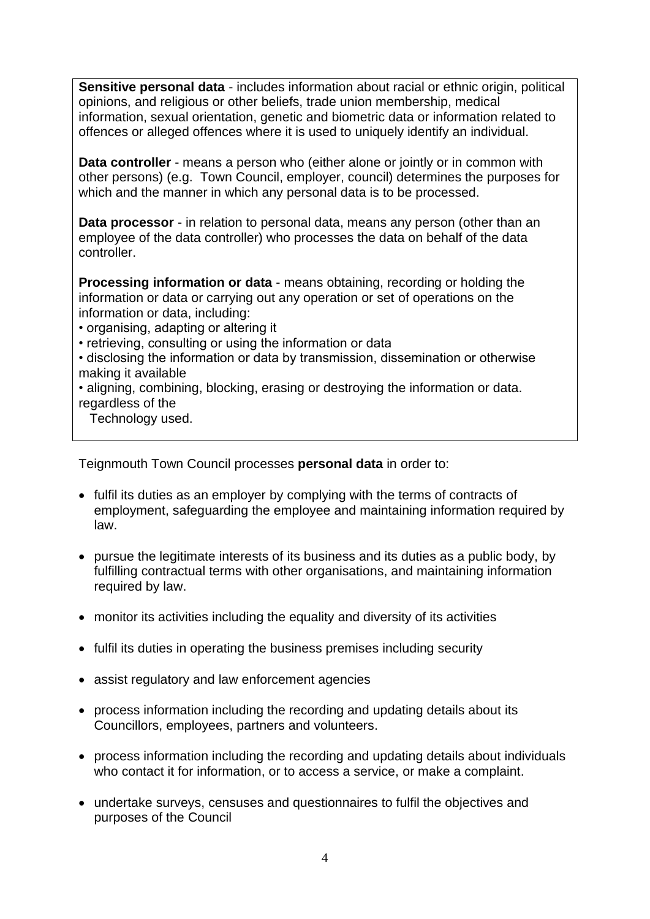**Sensitive personal data** - includes information about racial or ethnic origin, political opinions, and religious or other beliefs, trade union membership, medical information, sexual orientation, genetic and biometric data or information related to offences or alleged offences where it is used to uniquely identify an individual.

**Data controller** - means a person who (either alone or jointly or in common with other persons) (e.g. Town Council, employer, council) determines the purposes for which and the manner in which any personal data is to be processed.

**Data processor** - in relation to personal data, means any person (other than an employee of the data controller) who processes the data on behalf of the data controller.

**Processing information or data** - means obtaining, recording or holding the information or data or carrying out any operation or set of operations on the information or data, including:

- organising, adapting or altering it
- retrieving, consulting or using the information or data
- disclosing the information or data by transmission, dissemination or otherwise making it available
- aligning, combining, blocking, erasing or destroying the information or data. regardless of the Technology used.

Teignmouth Town Council processes **personal data** in order to:

- fulfil its duties as an employer by complying with the terms of contracts of employment, safeguarding the employee and maintaining information required by law.
- pursue the legitimate interests of its business and its duties as a public body, by fulfilling contractual terms with other organisations, and maintaining information required by law.
- monitor its activities including the equality and diversity of its activities
- fulfil its duties in operating the business premises including security
- assist regulatory and law enforcement agencies
- process information including the recording and updating details about its Councillors, employees, partners and volunteers.
- process information including the recording and updating details about individuals who contact it for information, or to access a service, or make a complaint.
- undertake surveys, censuses and questionnaires to fulfil the objectives and purposes of the Council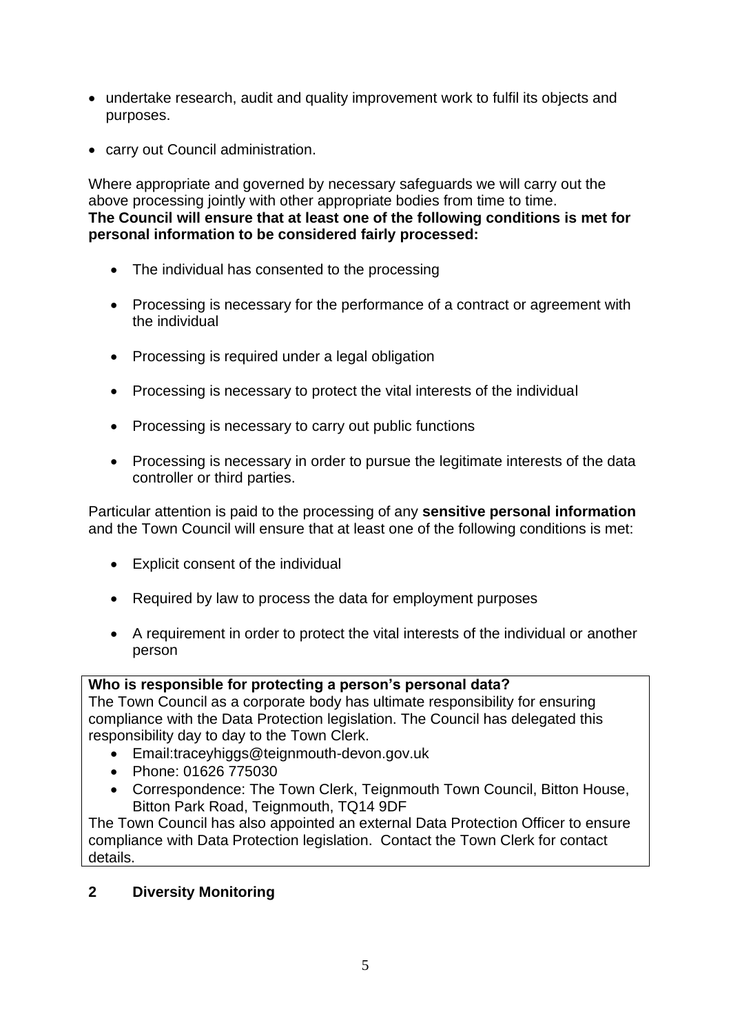- undertake research, audit and quality improvement work to fulfil its objects and purposes.

- carry out Council administration.

Where appropriate and governed by necessary safeguards we will carry out the above processing jointly with other appropriate bodies from time to time.
**The Council will ensure that at least one of the following conditions is met for personal information to be considered fairly processed:**

- The individual has consented to the processing

- Processing is necessary for the performance of a contract or agreement with the individual

- Processing is required under a legal obligation

- Processing is necessary to protect the vital interests of the individual

- Processing is necessary to carry out public functions

- Processing is necessary in order to pursue the legitimate interests of the data controller or third parties.

Particular attention is paid to the processing of any **sensitive personal information** and the Town Council will ensure that at least one of the following conditions is met:

- Explicit consent of the individual

- Required by law to process the data for employment purposes

- A requirement in order to protect the vital interests of the individual or another person

**Who is responsible for protecting a person's personal data?**
The Town Council as a corporate body has ultimate responsibility for ensuring compliance with the Data Protection legislation. The Council has delegated this responsibility day to day to the Town Clerk.

- Email:traceyhiggs@teignmouth-devon.gov.uk
- Phone: 01626 775030
- Correspondence: The Town Clerk, Teignmouth Town Council, Bitton House, Bitton Park Road, Teignmouth, TQ14 9DF

The Town Council has also appointed an external Data Protection Officer to ensure compliance with Data Protection legislation. Contact the Town Clerk for contact details.

## 2 Diversity Monitoring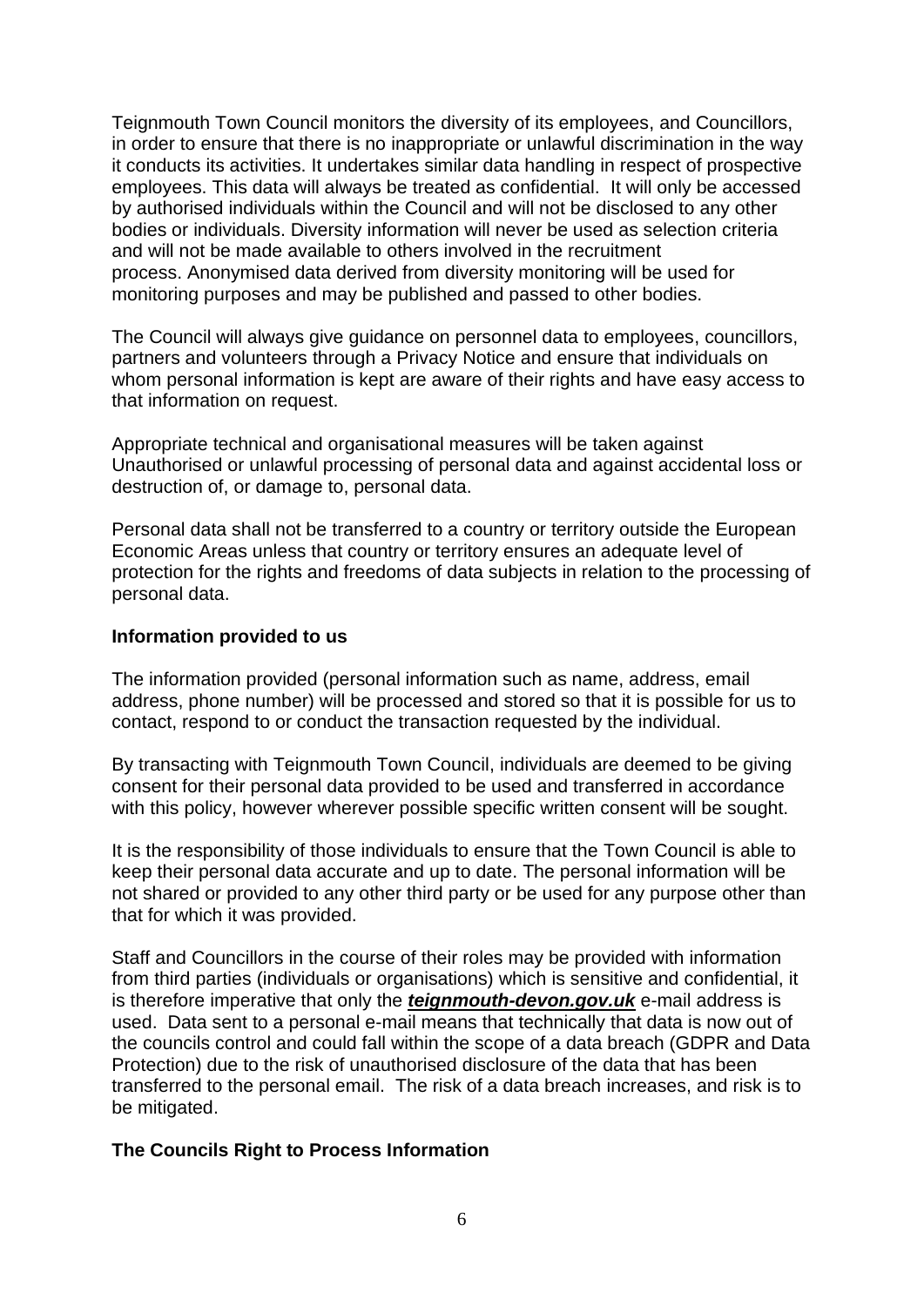Teignmouth Town Council monitors the diversity of its employees, and Councillors, in order to ensure that there is no inappropriate or unlawful discrimination in the way it conducts its activities. It undertakes similar data handling in respect of prospective employees. This data will always be treated as confidential. It will only be accessed by authorised individuals within the Council and will not be disclosed to any other bodies or individuals. Diversity information will never be used as selection criteria and will not be made available to others involved in the recruitment process. Anonymised data derived from diversity monitoring will be used for monitoring purposes and may be published and passed to other bodies.

The Council will always give guidance on personnel data to employees, councillors, partners and volunteers through a Privacy Notice and ensure that individuals on whom personal information is kept are aware of their rights and have easy access to that information on request.

Appropriate technical and organisational measures will be taken against Unauthorised or unlawful processing of personal data and against accidental loss or destruction of, or damage to, personal data.

Personal data shall not be transferred to a country or territory outside the European Economic Areas unless that country or territory ensures an adequate level of protection for the rights and freedoms of data subjects in relation to the processing of personal data.

**Information provided to us**

The information provided (personal information such as name, address, email address, phone number) will be processed and stored so that it is possible for us to contact, respond to or conduct the transaction requested by the individual.

By transacting with Teignmouth Town Council, individuals are deemed to be giving consent for their personal data provided to be used and transferred in accordance with this policy, however wherever possible specific written consent will be sought.

It is the responsibility of those individuals to ensure that the Town Council is able to keep their personal data accurate and up to date. The personal information will be not shared or provided to any other third party or be used for any purpose other than that for which it was provided.

Staff and Councillors in the course of their roles may be provided with information from third parties (individuals or organisations) which is sensitive and confidential, it is therefore imperative that only the ***teignmouth-devon.gov.uk*** e-mail address is used. Data sent to a personal e-mail means that technically that data is now out of the councils control and could fall within the scope of a data breach (GDPR and Data Protection) due to the risk of unauthorised disclosure of the data that has been transferred to the personal email. The risk of a data breach increases, and risk is to be mitigated.

**The Councils Right to Process Information**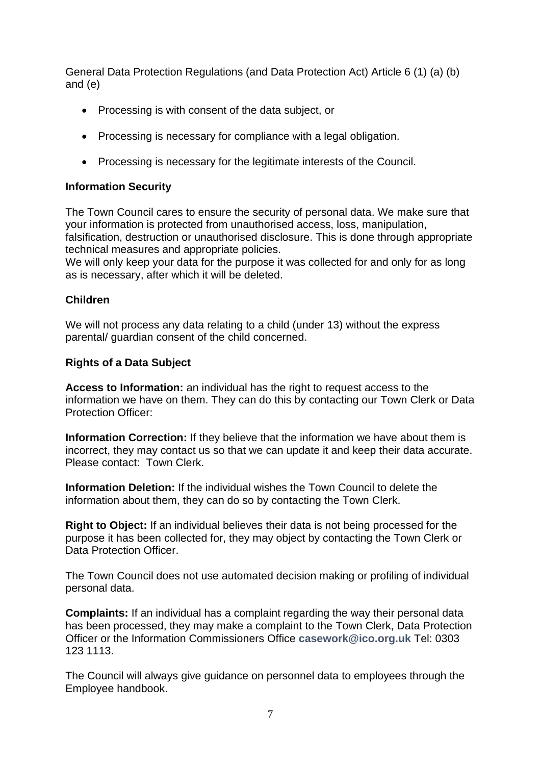General Data Protection Regulations (and Data Protection Act) Article 6 (1) (a) (b) and (e)

- Processing is with consent of the data subject, or
- Processing is necessary for compliance with a legal obligation.
- Processing is necessary for the legitimate interests of the Council.

**Information Security**

The Town Council cares to ensure the security of personal data. We make sure that your information is protected from unauthorised access, loss, manipulation, falsification, destruction or unauthorised disclosure. This is done through appropriate technical measures and appropriate policies.
We will only keep your data for the purpose it was collected for and only for as long as is necessary, after which it will be deleted.

**Children**

We will not process any data relating to a child (under 13) without the express parental/ guardian consent of the child concerned.

**Rights of a Data Subject**

**Access to Information:** an individual has the right to request access to the information we have on them. They can do this by contacting our Town Clerk or Data Protection Officer:

**Information Correction:** If they believe that the information we have about them is incorrect, they may contact us so that we can update it and keep their data accurate. Please contact: Town Clerk.

**Information Deletion:** If the individual wishes the Town Council to delete the information about them, they can do so by contacting the Town Clerk.

**Right to Object:** If an individual believes their data is not being processed for the purpose it has been collected for, they may object by contacting the Town Clerk or Data Protection Officer.

The Town Council does not use automated decision making or profiling of individual personal data.

**Complaints:** If an individual has a complaint regarding the way their personal data has been processed, they may make a complaint to the Town Clerk, Data Protection Officer or the Information Commissioners Office **casework@ico.org.uk** Tel: 0303 123 1113.

The Council will always give guidance on personnel data to employees through the Employee handbook.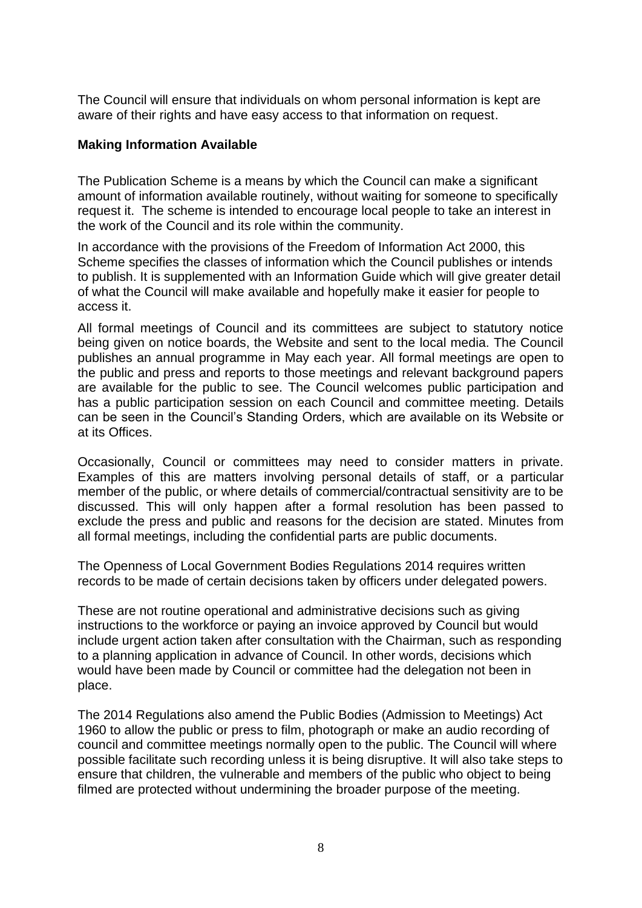The Council will ensure that individuals on whom personal information is kept are aware of their rights and have easy access to that information on request.

**Making Information Available**

The Publication Scheme is a means by which the Council can make a significant amount of information available routinely, without waiting for someone to specifically request it. The scheme is intended to encourage local people to take an interest in the work of the Council and its role within the community.

In accordance with the provisions of the Freedom of Information Act 2000, this Scheme specifies the classes of information which the Council publishes or intends to publish. It is supplemented with an Information Guide which will give greater detail of what the Council will make available and hopefully make it easier for people to access it.

All formal meetings of Council and its committees are subject to statutory notice being given on notice boards, the Website and sent to the local media. The Council publishes an annual programme in May each year. All formal meetings are open to the public and press and reports to those meetings and relevant background papers are available for the public to see. The Council welcomes public participation and has a public participation session on each Council and committee meeting. Details can be seen in the Council's Standing Orders, which are available on its Website or at its Offices.

Occasionally, Council or committees may need to consider matters in private. Examples of this are matters involving personal details of staff, or a particular member of the public, or where details of commercial/contractual sensitivity are to be discussed. This will only happen after a formal resolution has been passed to exclude the press and public and reasons for the decision are stated. Minutes from all formal meetings, including the confidential parts are public documents.

The Openness of Local Government Bodies Regulations 2014 requires written records to be made of certain decisions taken by officers under delegated powers.

These are not routine operational and administrative decisions such as giving instructions to the workforce or paying an invoice approved by Council but would include urgent action taken after consultation with the Chairman, such as responding to a planning application in advance of Council. In other words, decisions which would have been made by Council or committee had the delegation not been in place.

The 2014 Regulations also amend the Public Bodies (Admission to Meetings) Act 1960 to allow the public or press to film, photograph or make an audio recording of council and committee meetings normally open to the public. The Council will where possible facilitate such recording unless it is being disruptive. It will also take steps to ensure that children, the vulnerable and members of the public who object to being filmed are protected without undermining the broader purpose of the meeting.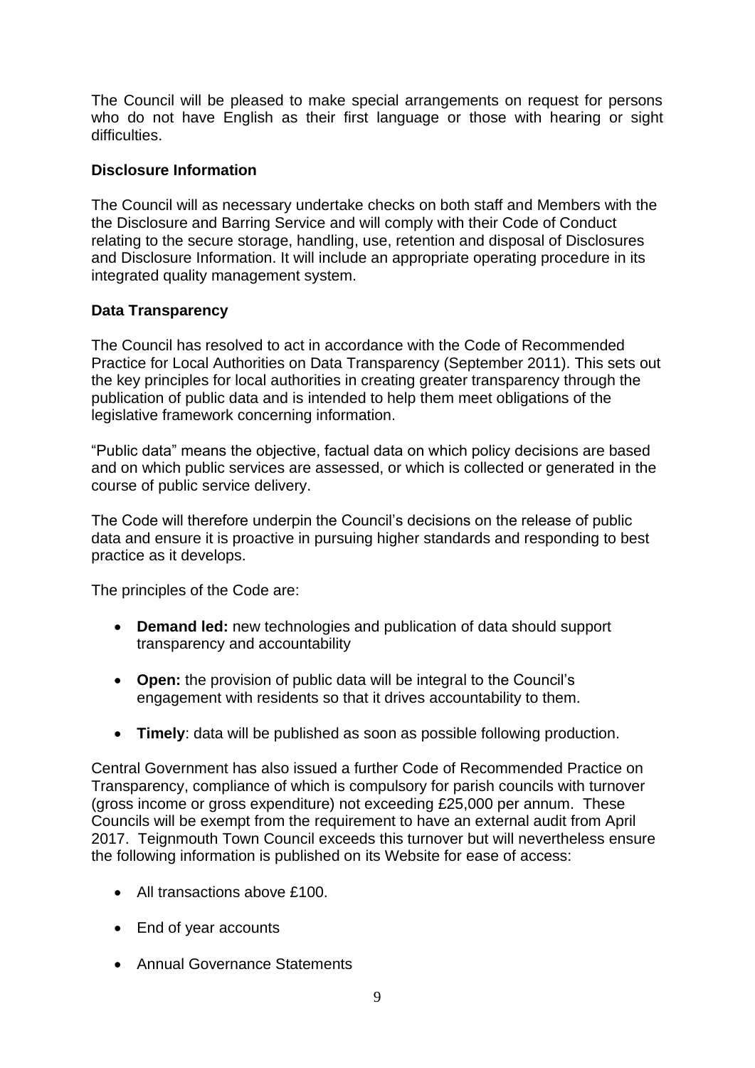The Council will be pleased to make special arrangements on request for persons who do not have English as their first language or those with hearing or sight difficulties.

**Disclosure Information**

The Council will as necessary undertake checks on both staff and Members with the the Disclosure and Barring Service and will comply with their Code of Conduct relating to the secure storage, handling, use, retention and disposal of Disclosures and Disclosure Information. It will include an appropriate operating procedure in its integrated quality management system.

**Data Transparency**

The Council has resolved to act in accordance with the Code of Recommended Practice for Local Authorities on Data Transparency (September 2011). This sets out the key principles for local authorities in creating greater transparency through the publication of public data and is intended to help them meet obligations of the legislative framework concerning information.

"Public data" means the objective, factual data on which policy decisions are based and on which public services are assessed, or which is collected or generated in the course of public service delivery.

The Code will therefore underpin the Council's decisions on the release of public data and ensure it is proactive in pursuing higher standards and responding to best practice as it develops.

The principles of the Code are:

- **Demand led:** new technologies and publication of data should support transparency and accountability
- **Open:** the provision of public data will be integral to the Council's engagement with residents so that it drives accountability to them.
- **Timely**: data will be published as soon as possible following production.

Central Government has also issued a further Code of Recommended Practice on Transparency, compliance of which is compulsory for parish councils with turnover (gross income or gross expenditure) not exceeding £25,000 per annum. These Councils will be exempt from the requirement to have an external audit from April 2017. Teignmouth Town Council exceeds this turnover but will nevertheless ensure the following information is published on its Website for ease of access:

- All transactions above £100.
- End of year accounts
- Annual Governance Statements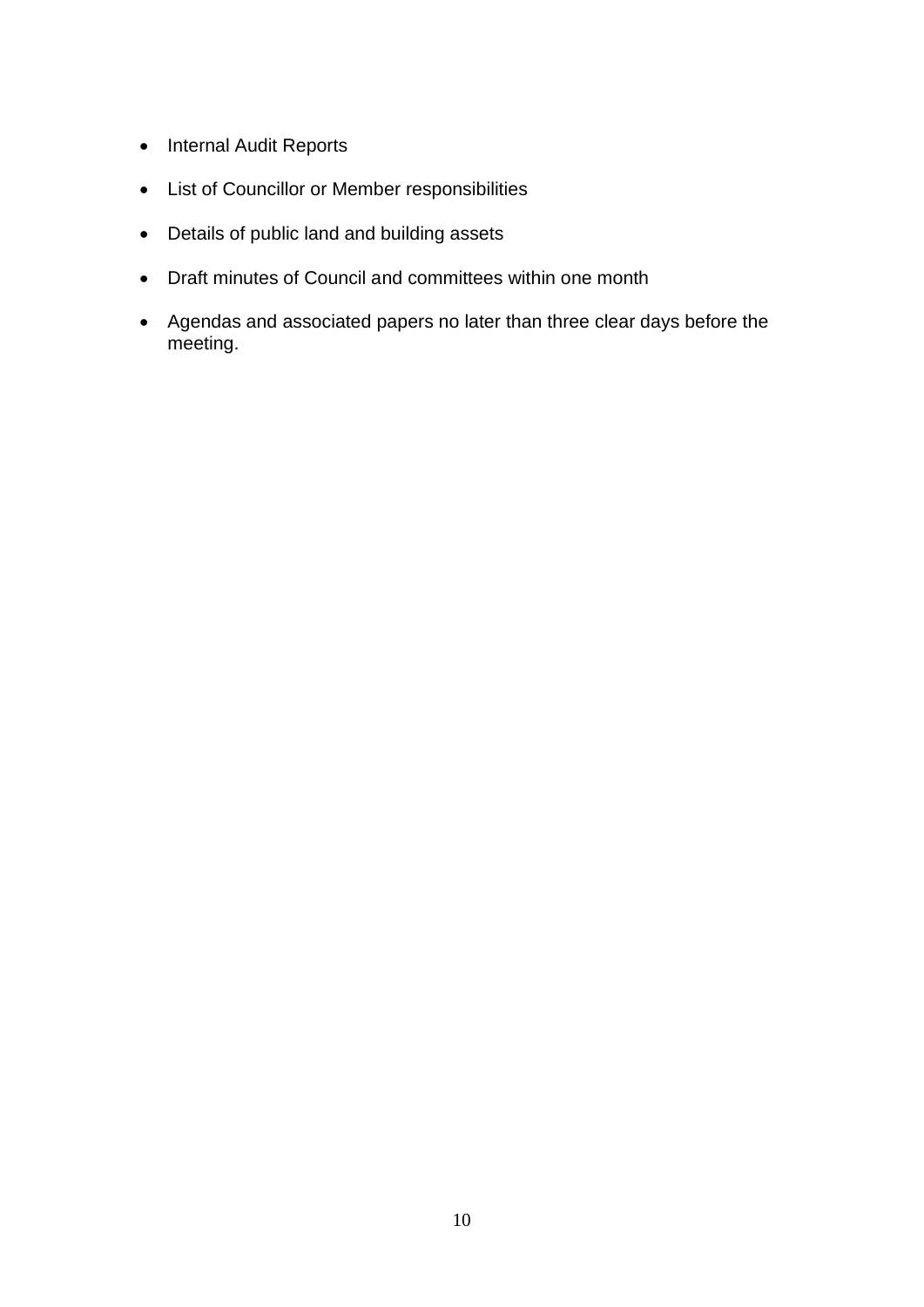- Internal Audit Reports
- List of Councillor or Member responsibilities
- Details of public land and building assets
- Draft minutes of Council and committees within one month
- Agendas and associated papers no later than three clear days before the meeting.